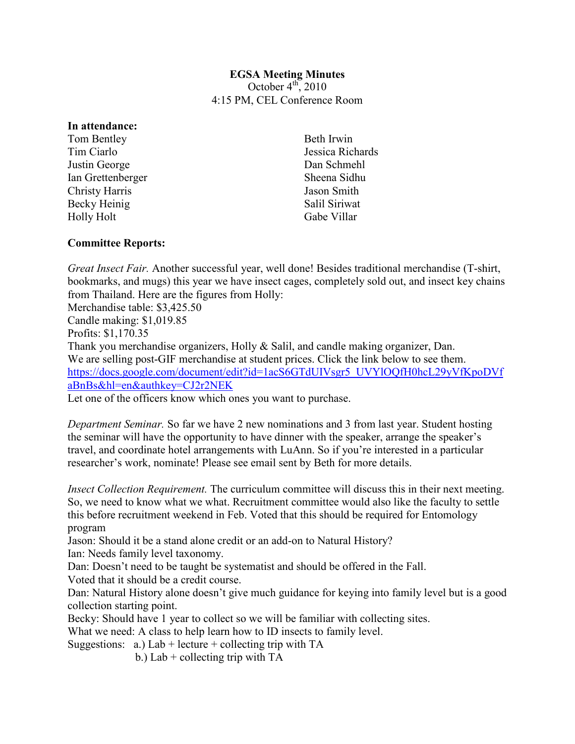**EGSA Meeting Minutes**
October 4th, 2010
4:15 PM, CEL Conference Room

**In attendance:**

Tom Bentley
Tim Ciarlo
Justin George
Ian Grettenberger
Christy Harris
Becky Heinig
Holly Holt
Beth Irwin
Jessica Richards
Dan Schmehl
Sheena Sidhu
Jason Smith
Salil Siriwat
Gabe Villar

**Committee Reports:**

*Great Insect Fair.* Another successful year, well done! Besides traditional merchandise (T-shirt, bookmarks, and mugs) this year we have insect cages, completely sold out, and insect key chains from Thailand. Here are the figures from Holly:
Merchandise table: $3,425.50
Candle making: $1,019.85
Profits: $1,170.35
Thank you merchandise organizers, Holly & Salil, and candle making organizer, Dan.
We are selling post-GIF merchandise at student prices. Click the link below to see them.
[https://docs.google.com/document/edit?id=1acS6GTdUIVsgr5_UVYlOQfH0hcL29yVfKpoDVfaBnBs&hl=en&authkey=CJ2r2NEK](https://docs.google.com/document/edit?id=1acS6GTdUIVsgr5_UVYlOQfH0hcL29yVfKpoDVfaBnBs&hl=en&authkey=CJ2r2NEK)
Let one of the officers know which ones you want to purchase.

*Department Seminar.* So far we have 2 new nominations and 3 from last year. Student hosting the seminar will have the opportunity to have dinner with the speaker, arrange the speaker's travel, and coordinate hotel arrangements with LuAnn. So if you're interested in a particular researcher's work, nominate! Please see email sent by Beth for more details.

*Insect Collection Requirement.* The curriculum committee will discuss this in their next meeting. So, we need to know what we what. Recruitment committee would also like the faculty to settle this before recruitment weekend in Feb. Voted that this should be required for Entomology program
Jason: Should it be a stand alone credit or an add-on to Natural History?
Ian: Needs family level taxonomy.
Dan: Doesn't need to be taught be systematist and should be offered in the Fall.
Voted that it should be a credit course.
Dan: Natural History alone doesn't give much guidance for keying into family level but is a good collection starting point.
Becky: Should have 1 year to collect so we will be familiar with collecting sites.
What we need: A class to help learn how to ID insects to family level.
Suggestions: a.) Lab + lecture + collecting trip with TA
b.) Lab + collecting trip with TA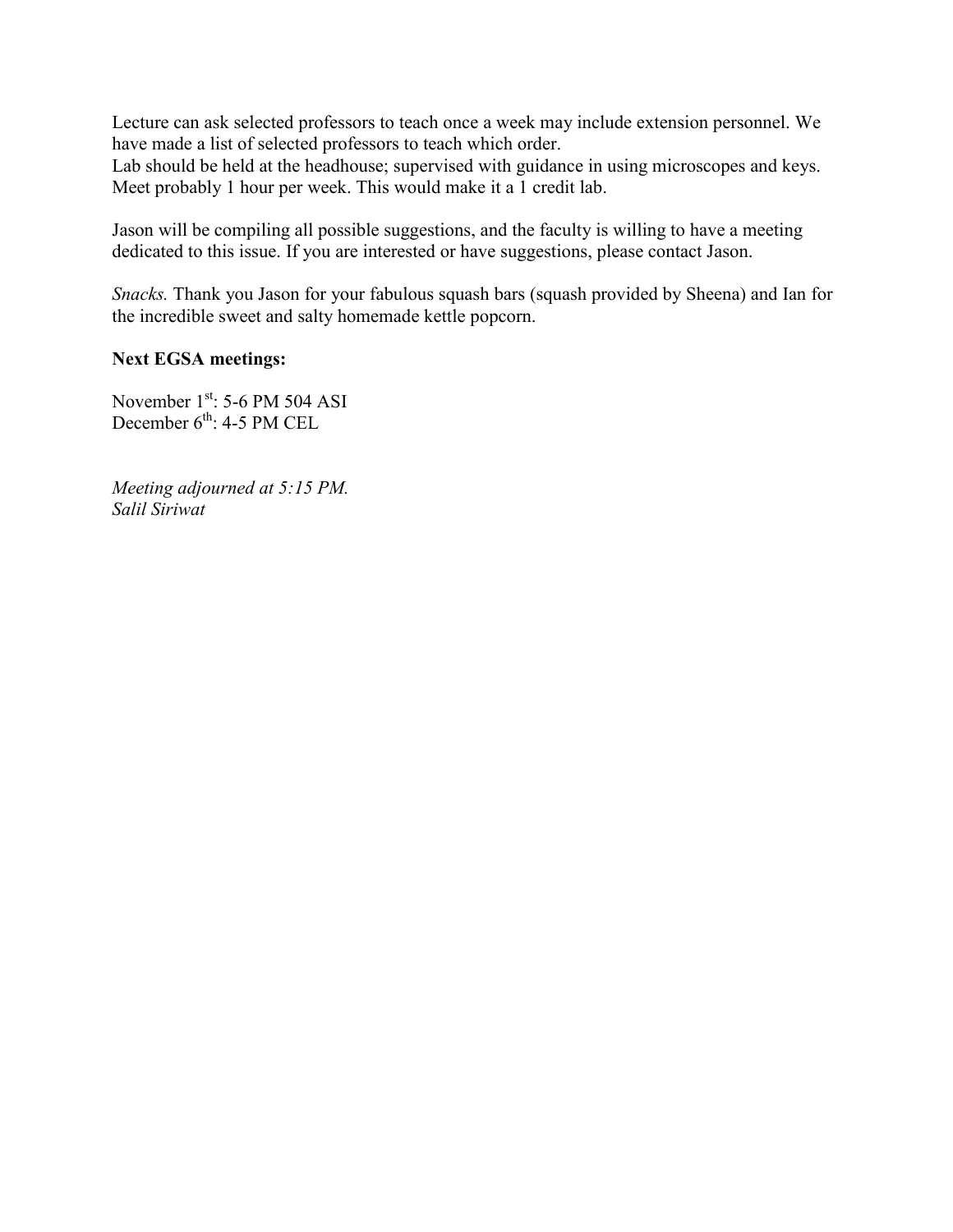Lecture can ask selected professors to teach once a week may include extension personnel. We have made a list of selected professors to teach which order.
Lab should be held at the headhouse; supervised with guidance in using microscopes and keys. Meet probably 1 hour per week. This would make it a 1 credit lab.

Jason will be compiling all possible suggestions, and the faculty is willing to have a meeting dedicated to this issue. If you are interested or have suggestions, please contact Jason.

*Snacks.* Thank you Jason for your fabulous squash bars (squash provided by Sheena) and Ian for the incredible sweet and salty homemade kettle popcorn.

**Next EGSA meetings:**

November 1st: 5-6 PM 504 ASI
December 6th: 4-5 PM CEL

*Meeting adjourned at 5:15 PM.*
*Salil Siriwat*